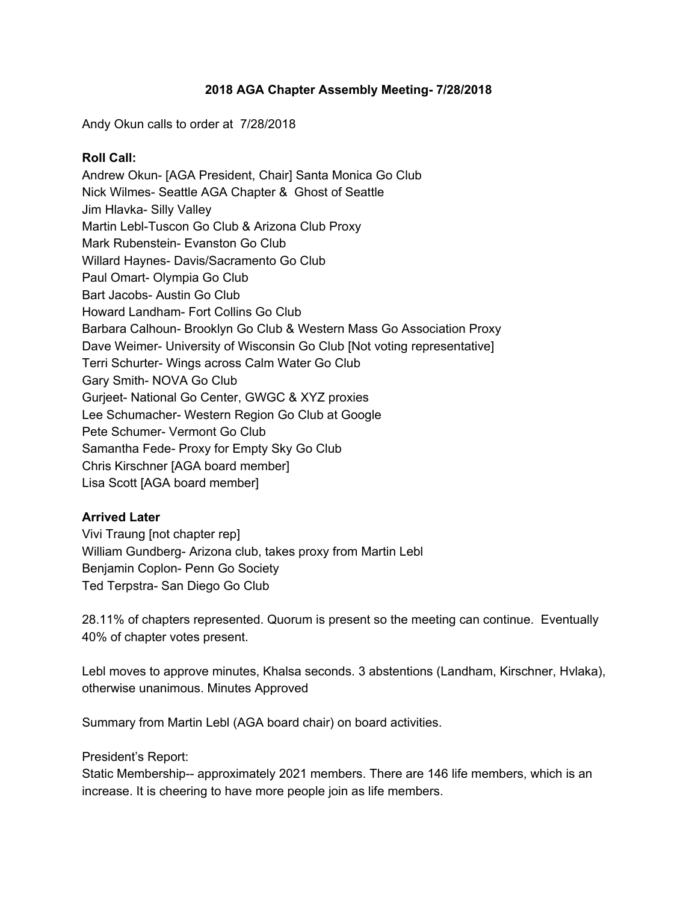# 2018 AGA Chapter Assembly Meeting- 7/28/2018

Andy Okun calls to order at 7/28/2018

**Roll Call:**

Andrew Okun- [AGA President, Chair] Santa Monica Go Club
Nick Wilmes- Seattle AGA Chapter & Ghost of Seattle
Jim Hlavka- Silly Valley
Martin Lebl-Tuscon Go Club & Arizona Club Proxy
Mark Rubenstein- Evanston Go Club
Willard Haynes- Davis/Sacramento Go Club
Paul Omart- Olympia Go Club
Bart Jacobs- Austin Go Club
Howard Landham- Fort Collins Go Club
Barbara Calhoun- Brooklyn Go Club & Western Mass Go Association Proxy
Dave Weimer- University of Wisconsin Go Club [Not voting representative]
Terri Schurter- Wings across Calm Water Go Club
Gary Smith- NOVA Go Club
Gurjeet- National Go Center, GWGC & XYZ proxies
Lee Schumacher- Western Region Go Club at Google
Pete Schumer- Vermont Go Club
Samantha Fede- Proxy for Empty Sky Go Club
Chris Kirschner [AGA board member]
Lisa Scott [AGA board member]

**Arrived Later**

Vivi Traung [not chapter rep]
William Gundberg- Arizona club, takes proxy from Martin Lebl
Benjamin Coplon- Penn Go Society
Ted Terpstra- San Diego Go Club

28.11% of chapters represented. Quorum is present so the meeting can continue. Eventually 40% of chapter votes present.

Lebl moves to approve minutes, Khalsa seconds. 3 abstentions (Landham, Kirschner, Hvlaka), otherwise unanimous. Minutes Approved

Summary from Martin Lebl (AGA board chair) on board activities.

President's Report:
Static Membership-- approximately 2021 members. There are 146 life members, which is an increase. It is cheering to have more people join as life members.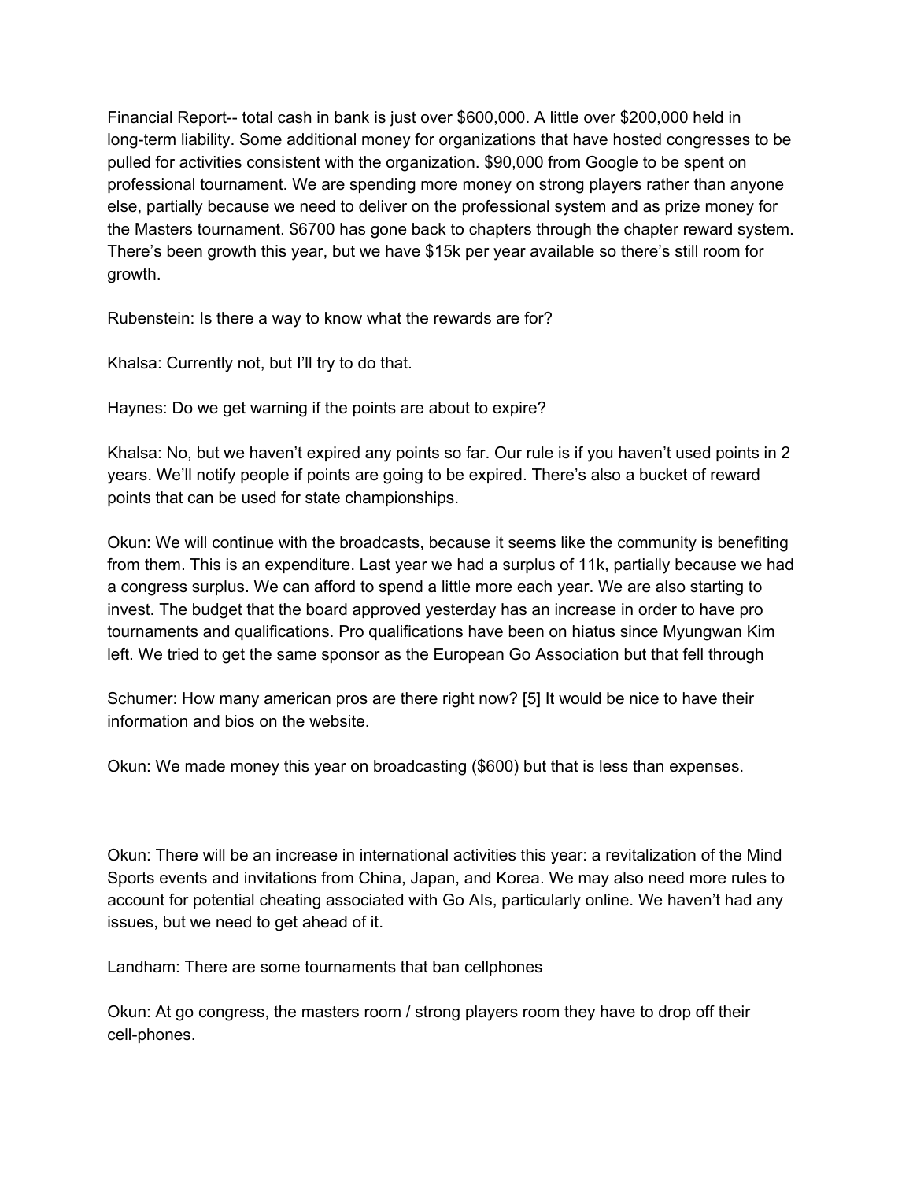Financial Report-- total cash in bank is just over $600,000. A little over $200,000 held in long-term liability. Some additional money for organizations that have hosted congresses to be pulled for activities consistent with the organization. $90,000 from Google to be spent on professional tournament. We are spending more money on strong players rather than anyone else, partially because we need to deliver on the professional system and as prize money for the Masters tournament. $6700 has gone back to chapters through the chapter reward system. There's been growth this year, but we have $15k per year available so there's still room for growth.

Rubenstein: Is there a way to know what the rewards are for?

Khalsa: Currently not, but I'll try to do that.

Haynes: Do we get warning if the points are about to expire?

Khalsa: No, but we haven't expired any points so far. Our rule is if you haven't used points in 2 years. We'll notify people if points are going to be expired. There's also a bucket of reward points that can be used for state championships.

Okun: We will continue with the broadcasts, because it seems like the community is benefiting from them. This is an expenditure. Last year we had a surplus of 11k, partially because we had a congress surplus. We can afford to spend a little more each year. We are also starting to invest. The budget that the board approved yesterday has an increase in order to have pro tournaments and qualifications. Pro qualifications have been on hiatus since Myungwan Kim left. We tried to get the same sponsor as the European Go Association but that fell through

Schumer: How many american pros are there right now? [5] It would be nice to have their information and bios on the website.

Okun: We made money this year on broadcasting ($600) but that is less than expenses.

Okun: There will be an increase in international activities this year: a revitalization of the Mind Sports events and invitations from China, Japan, and Korea. We may also need more rules to account for potential cheating associated with Go AIs, particularly online. We haven't had any issues, but we need to get ahead of it.

Landham: There are some tournaments that ban cellphones

Okun: At go congress, the masters room / strong players room they have to drop off their cell-phones.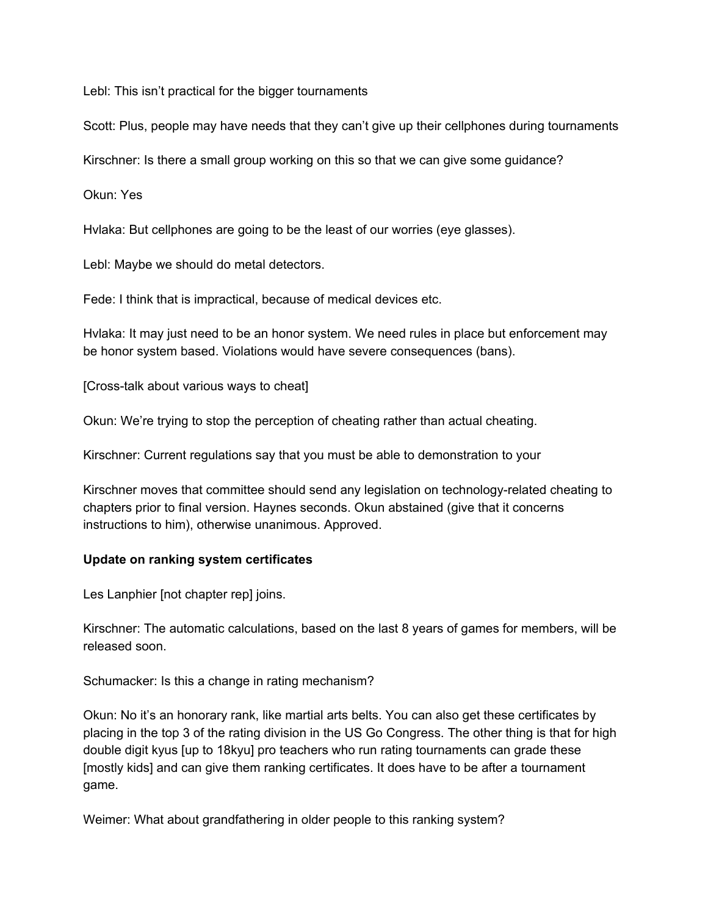Lebl: This isn't practical for the bigger tournaments

Scott: Plus, people may have needs that they can't give up their cellphones during tournaments

Kirschner: Is there a small group working on this so that we can give some guidance?

Okun: Yes

Hvlaka: But cellphones are going to be the least of our worries (eye glasses).

Lebl: Maybe we should do metal detectors.

Fede: I think that is impractical, because of medical devices etc.

Hvlaka: It may just need to be an honor system. We need rules in place but enforcement may be honor system based. Violations would have severe consequences (bans).

[Cross-talk about various ways to cheat]

Okun: We're trying to stop the perception of cheating rather than actual cheating.

Kirschner: Current regulations say that you must be able to demonstration to your

Kirschner moves that committee should send any legislation on technology-related cheating to chapters prior to final version. Haynes seconds. Okun abstained (give that it concerns instructions to him), otherwise unanimous. Approved.

**Update on ranking system certificates**

Les Lanphier [not chapter rep] joins.

Kirschner: The automatic calculations, based on the last 8 years of games for members, will be released soon.

Schumacker: Is this a change in rating mechanism?

Okun: No it's an honorary rank, like martial arts belts. You can also get these certificates by placing in the top 3 of the rating division in the US Go Congress. The other thing is that for high double digit kyus [up to 18kyu] pro teachers who run rating tournaments can grade these [mostly kids] and can give them ranking certificates. It does have to be after a tournament game.

Weimer: What about grandfathering in older people to this ranking system?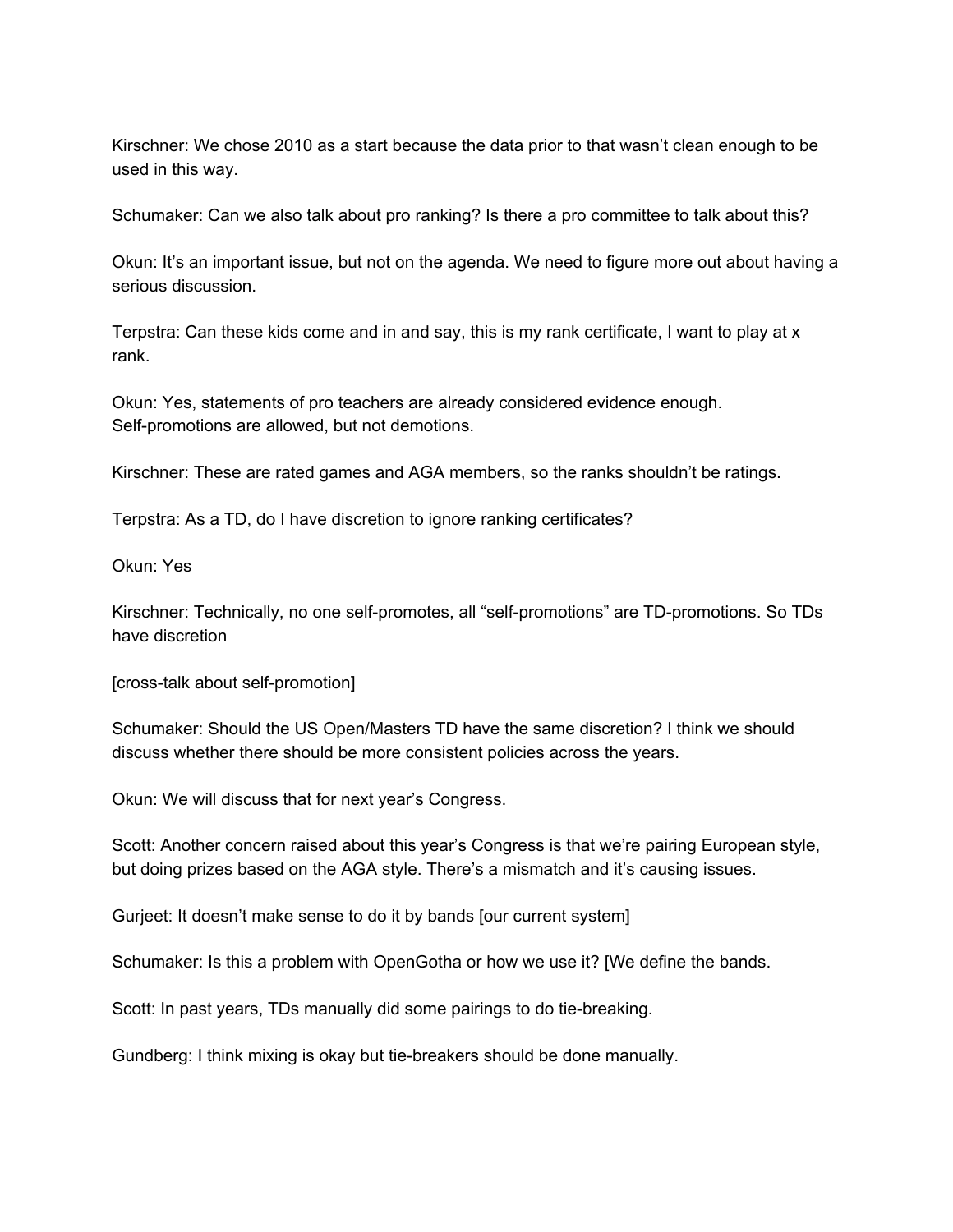Kirschner: We chose 2010 as a start because the data prior to that wasn't clean enough to be used in this way.

Schumaker: Can we also talk about pro ranking? Is there a pro committee to talk about this?

Okun: It's an important issue, but not on the agenda. We need to figure more out about having a serious discussion.

Terpstra: Can these kids come and in and say, this is my rank certificate, I want to play at x rank.

Okun: Yes, statements of pro teachers are already considered evidence enough. Self-promotions are allowed, but not demotions.

Kirschner: These are rated games and AGA members, so the ranks shouldn't be ratings.

Terpstra: As a TD, do I have discretion to ignore ranking certificates?

Okun: Yes

Kirschner: Technically, no one self-promotes, all "self-promotions" are TD-promotions. So TDs have discretion

[cross-talk about self-promotion]

Schumaker: Should the US Open/Masters TD have the same discretion? I think we should discuss whether there should be more consistent policies across the years.

Okun: We will discuss that for next year's Congress.

Scott: Another concern raised about this year's Congress is that we're pairing European style, but doing prizes based on the AGA style. There's a mismatch and it's causing issues.

Gurjeet: It doesn't make sense to do it by bands [our current system]

Schumaker: Is this a problem with OpenGotha or how we use it? [We define the bands.

Scott: In past years, TDs manually did some pairings to do tie-breaking.

Gundberg: I think mixing is okay but tie-breakers should be done manually.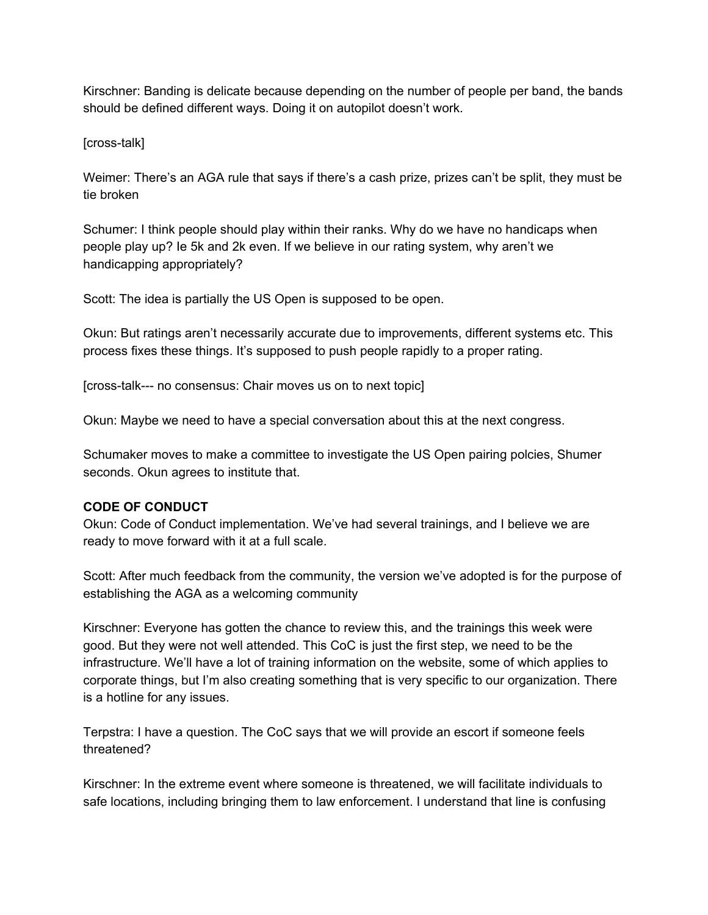Kirschner: Banding is delicate because depending on the number of people per band, the bands should be defined different ways. Doing it on autopilot doesn't work.

[cross-talk]

Weimer: There's an AGA rule that says if there's a cash prize, prizes can't be split, they must be tie broken

Schumer: I think people should play within their ranks. Why do we have no handicaps when people play up? Ie 5k and 2k even. If we believe in our rating system, why aren't we handicapping appropriately?

Scott: The idea is partially the US Open is supposed to be open.

Okun: But ratings aren't necessarily accurate due to improvements, different systems etc. This process fixes these things. It's supposed to push people rapidly to a proper rating.

[cross-talk--- no consensus: Chair moves us on to next topic]

Okun: Maybe we need to have a special conversation about this at the next congress.

Schumaker moves to make a committee to investigate the US Open pairing polcies, Shumer seconds. Okun agrees to institute that.

**CODE OF CONDUCT**

Okun: Code of Conduct implementation. We've had several trainings, and I believe we are ready to move forward with it at a full scale.

Scott: After much feedback from the community, the version we've adopted is for the purpose of establishing the AGA as a welcoming community

Kirschner: Everyone has gotten the chance to review this, and the trainings this week were good. But they were not well attended. This CoC is just the first step, we need to be the infrastructure. We'll have a lot of training information on the website, some of which applies to corporate things, but I'm also creating something that is very specific to our organization. There is a hotline for any issues.

Terpstra: I have a question. The CoC says that we will provide an escort if someone feels threatened?

Kirschner: In the extreme event where someone is threatened, we will facilitate individuals to safe locations, including bringing them to law enforcement. I understand that line is confusing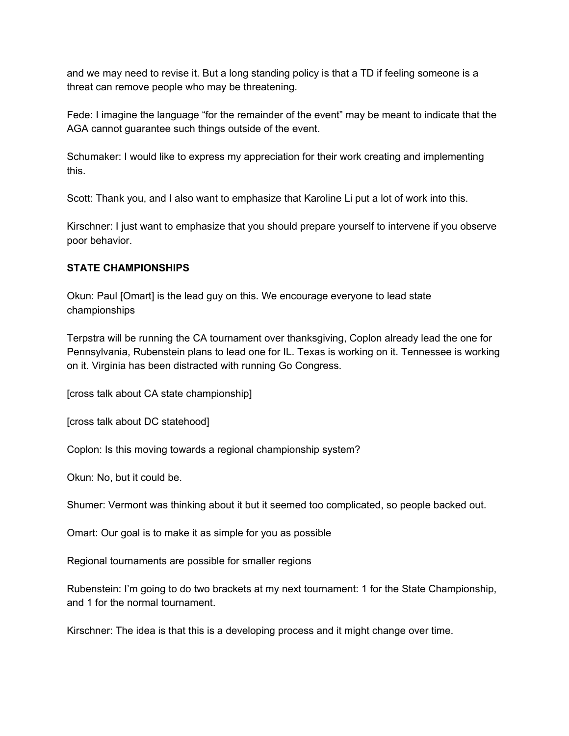and we may need to revise it. But a long standing policy is that a TD if feeling someone is a threat can remove people who may be threatening.

Fede: I imagine the language “for the remainder of the event” may be meant to indicate that the AGA cannot guarantee such things outside of the event.

Schumaker: I would like to express my appreciation for their work creating and implementing this.

Scott: Thank you, and I also want to emphasize that Karoline Li put a lot of work into this.

Kirschner: I just want to emphasize that you should prepare yourself to intervene if you observe poor behavior.

**STATE CHAMPIONSHIPS**

Okun: Paul [Omart] is the lead guy on this. We encourage everyone to lead state championships

Terpstra will be running the CA tournament over thanksgiving, Coplon already lead the one for Pennsylvania, Rubenstein plans to lead one for IL. Texas is working on it. Tennessee is working on it. Virginia has been distracted with running Go Congress.

[cross talk about CA state championship]

[cross talk about DC statehood]

Coplon: Is this moving towards a regional championship system?

Okun: No, but it could be.

Shumer: Vermont was thinking about it but it seemed too complicated, so people backed out.

Omart: Our goal is to make it as simple for you as possible

Regional tournaments are possible for smaller regions

Rubenstein: I’m going to do two brackets at my next tournament: 1 for the State Championship, and 1 for the normal tournament.

Kirschner: The idea is that this is a developing process and it might change over time.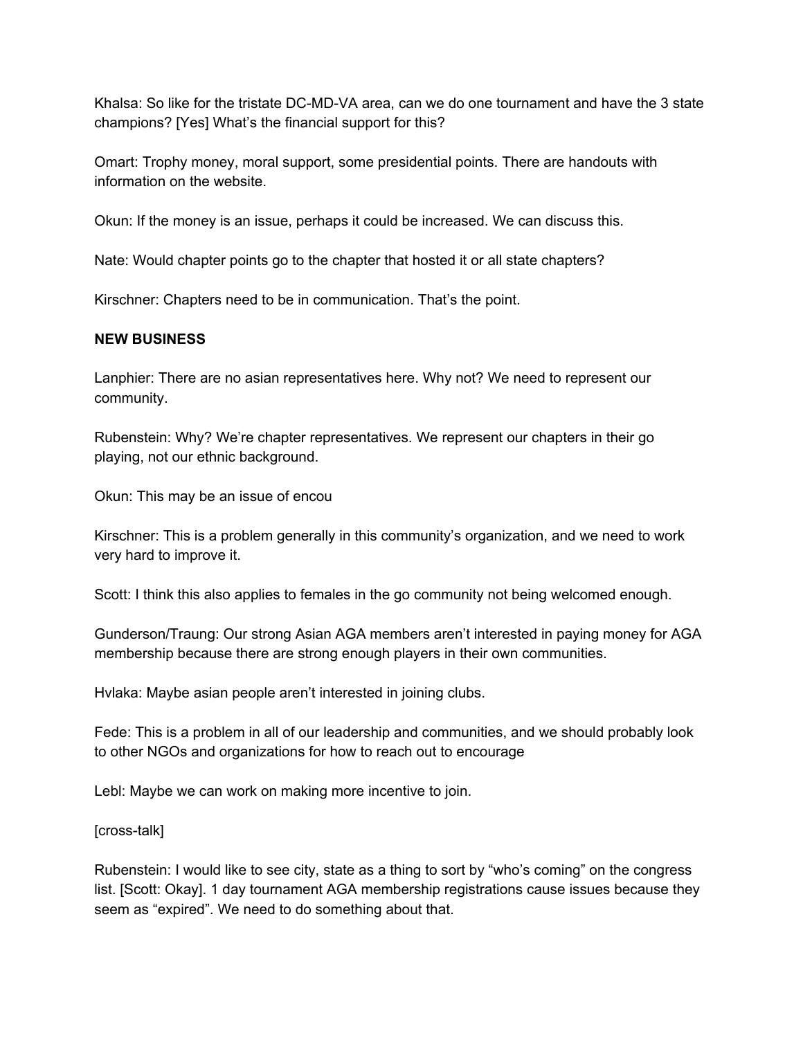Khalsa: So like for the tristate DC-MD-VA area, can we do one tournament and have the 3 state champions? [Yes] What's the financial support for this?

Omart: Trophy money, moral support, some presidential points. There are handouts with information on the website.

Okun: If the money is an issue, perhaps it could be increased. We can discuss this.

Nate: Would chapter points go to the chapter that hosted it or all state chapters?

Kirschner: Chapters need to be in communication. That's the point.

**NEW BUSINESS**

Lanphier: There are no asian representatives here. Why not? We need to represent our community.

Rubenstein: Why? We're chapter representatives. We represent our chapters in their go playing, not our ethnic background.

Okun: This may be an issue of encou

Kirschner: This is a problem generally in this community's organization, and we need to work very hard to improve it.

Scott: I think this also applies to females in the go community not being welcomed enough.

Gunderson/Traung: Our strong Asian AGA members aren't interested in paying money for AGA membership because there are strong enough players in their own communities.

Hvlaka: Maybe asian people aren't interested in joining clubs.

Fede: This is a problem in all of our leadership and communities, and we should probably look to other NGOs and organizations for how to reach out to encourage

Lebl: Maybe we can work on making more incentive to join.

[cross-talk]

Rubenstein: I would like to see city, state as a thing to sort by "who's coming" on the congress list. [Scott: Okay]. 1 day tournament AGA membership registrations cause issues because they seem as "expired". We need to do something about that.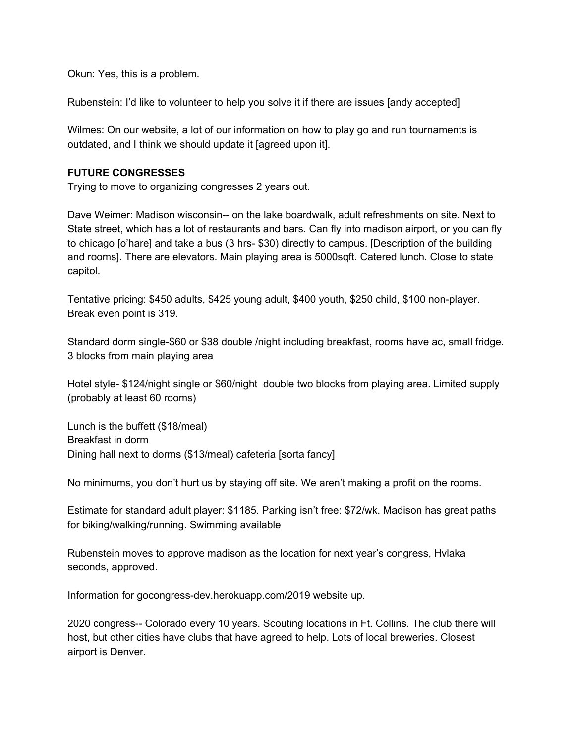Okun: Yes, this is a problem.

Rubenstein: I'd like to volunteer to help you solve it if there are issues [andy accepted]

Wilmes: On our website, a lot of our information on how to play go and run tournaments is outdated, and I think we should update it [agreed upon it].

**FUTURE CONGRESSES**

Trying to move to organizing congresses 2 years out.

Dave Weimer: Madison wisconsin-- on the lake boardwalk, adult refreshments on site. Next to State street, which has a lot of restaurants and bars. Can fly into madison airport, or you can fly to chicago [o'hare] and take a bus (3 hrs- $30) directly to campus. [Description of the building and rooms]. There are elevators. Main playing area is 5000sqft. Catered lunch. Close to state capitol.

Tentative pricing: $450 adults, $425 young adult, $400 youth, $250 child, $100 non-player. Break even point is 319.

Standard dorm single-$60 or $38 double /night including breakfast, rooms have ac, small fridge. 3 blocks from main playing area

Hotel style- $124/night single or $60/night double two blocks from playing area. Limited supply (probably at least 60 rooms)

Lunch is the buffett ($18/meal)
Breakfast in dorm
Dining hall next to dorms ($13/meal) cafeteria [sorta fancy]

No minimums, you don't hurt us by staying off site. We aren't making a profit on the rooms.

Estimate for standard adult player: $1185. Parking isn't free: $72/wk. Madison has great paths for biking/walking/running. Swimming available

Rubenstein moves to approve madison as the location for next year's congress, Hvlaka seconds, approved.

Information for gocongress-dev.herokuapp.com/2019 website up.

2020 congress-- Colorado every 10 years. Scouting locations in Ft. Collins. The club there will host, but other cities have clubs that have agreed to help. Lots of local breweries. Closest airport is Denver.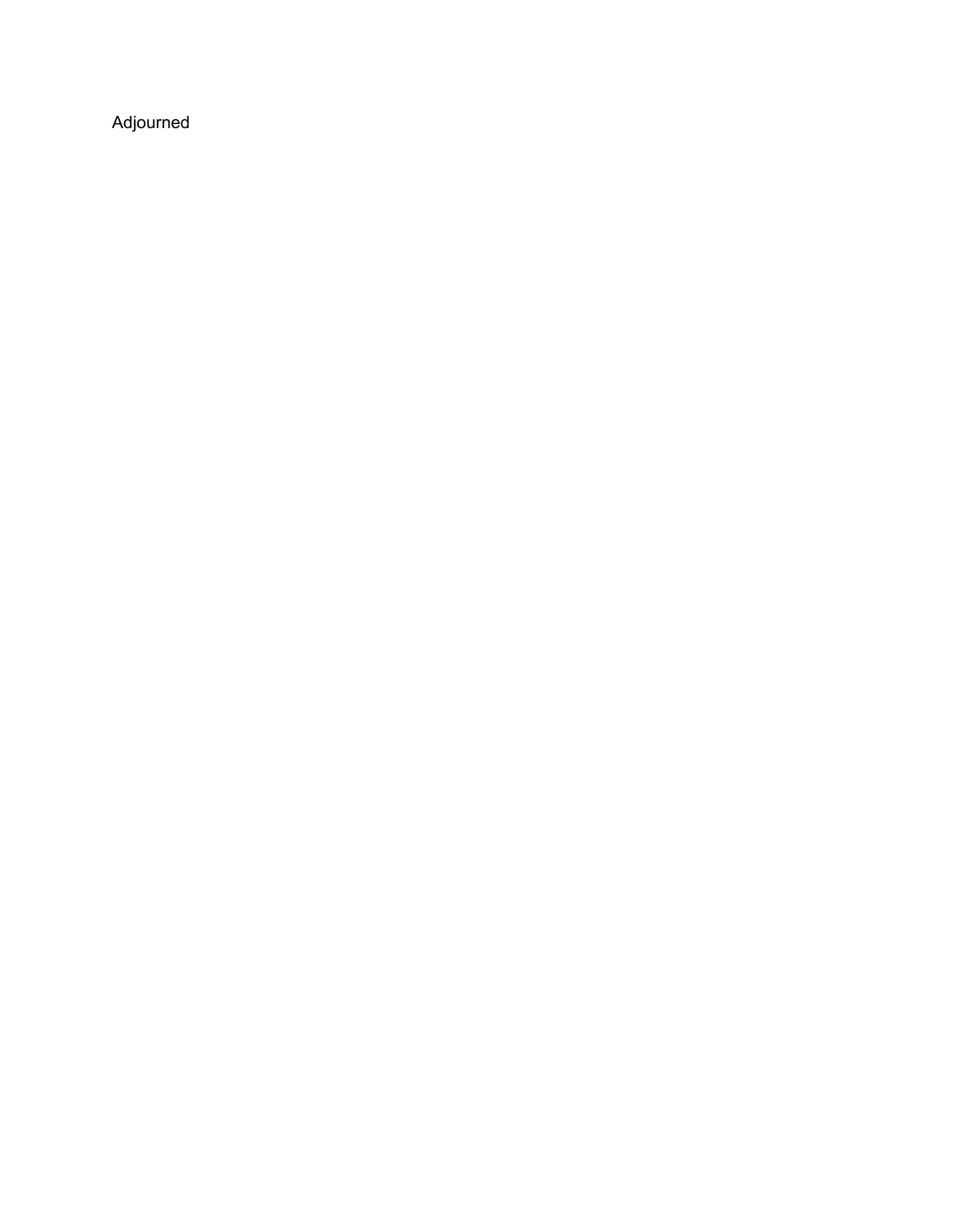Adjourned